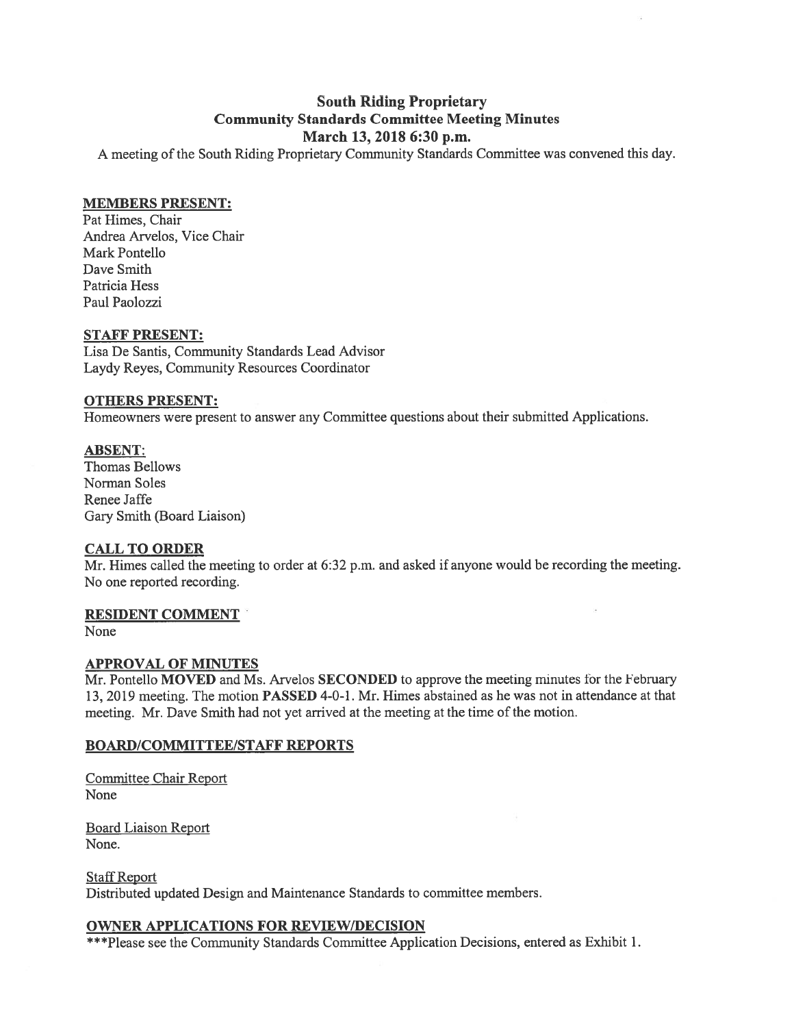# South Riding Proprietary
## Community Standards Committee Meeting Minutes
## March 13, 2018 6:30 p.m.

A meeting of the South Riding Proprietary Community Standards Committee was convened this day.

**MEMBERS PRESENT:**

Pat Himes, Chair
Andrea Arvelos, Vice Chair
Mark Pontello
Dave Smith
Patricia Hess
Paul Paolozzi

**STAFF PRESENT:**

Lisa De Santis, Community Standards Lead Advisor
Laydy Reyes, Community Resources Coordinator

**OTHERS PRESENT:**

Homeowners were present to answer any Committee questions about their submitted Applications.

**ABSENT:**

Thomas Bellows
Norman Soles
Renee Jaffe
Gary Smith (Board Liaison)

**CALL TO ORDER**

Mr. Himes called the meeting to order at 6:32 p.m. and asked if anyone would be recording the meeting. No one reported recording.

**RESIDENT COMMENT**

None

**APPROVAL OF MINUTES**

Mr. Pontello **MOVED** and Ms. Arvelos **SECONDED** to approve the meeting minutes for the February 13, 2019 meeting. The motion **PASSED** 4-0-1. Mr. Himes abstained as he was not in attendance at that meeting. Mr. Dave Smith had not yet arrived at the meeting at the time of the motion.

**BOARD/COMMITTEE/STAFF REPORTS**

Committee Chair Report
None

Board Liaison Report
None.

Staff Report
Distributed updated Design and Maintenance Standards to committee members.

**OWNER APPLICATIONS FOR REVIEW/DECISION**

***Please see the Community Standards Committee Application Decisions, entered as Exhibit 1.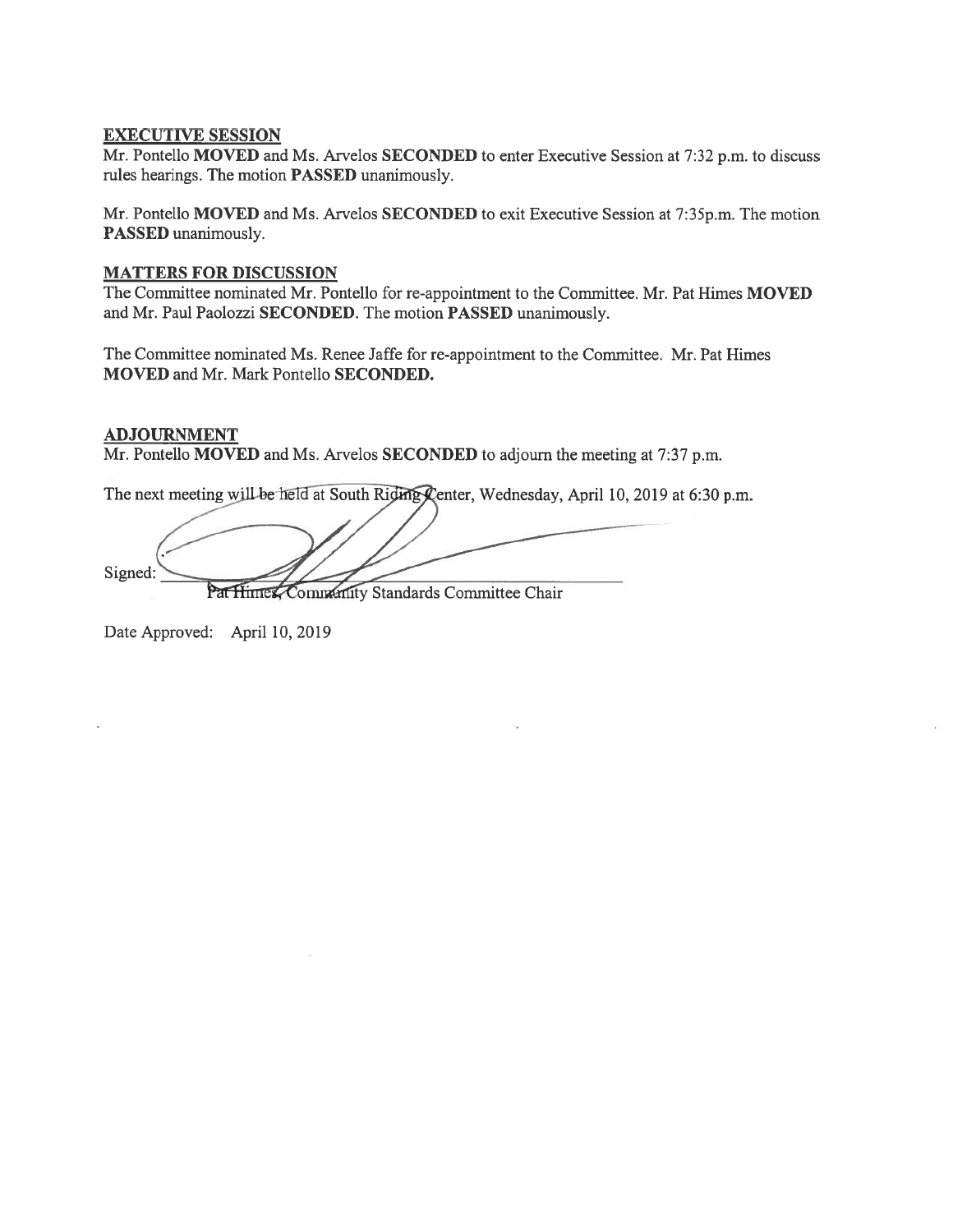## EXECUTIVE SESSION

Mr. Pontello **MOVED** and Ms. Arvelos **SECONDED** to enter Executive Session at 7:32 p.m. to discuss rules hearings. The motion **PASSED** unanimously.

Mr. Pontello **MOVED** and Ms. Arvelos **SECONDED** to exit Executive Session at 7:35p.m. The motion **PASSED** unanimously.

## MATTERS FOR DISCUSSION

The Committee nominated Mr. Pontello for re-appointment to the Committee. Mr. Pat Himes **MOVED** and Mr. Paul Paolozzi **SECONDED**. The motion **PASSED** unanimously.

The Committee nominated Ms. Renee Jaffe for re-appointment to the Committee. Mr. Pat Himes **MOVED** and Mr. Mark Pontello **SECONDED.**

## ADJOURNMENT

Mr. Pontello **MOVED** and Ms. Arvelos **SECONDED** to adjourn the meeting at 7:37 p.m.

The next meeting will be held at South Riding Center, Wednesday, April 10, 2019 at 6:30 p.m.

Signed: ______________________________
Pat Himes, Community Standards Committee Chair

Date Approved: April 10, 2019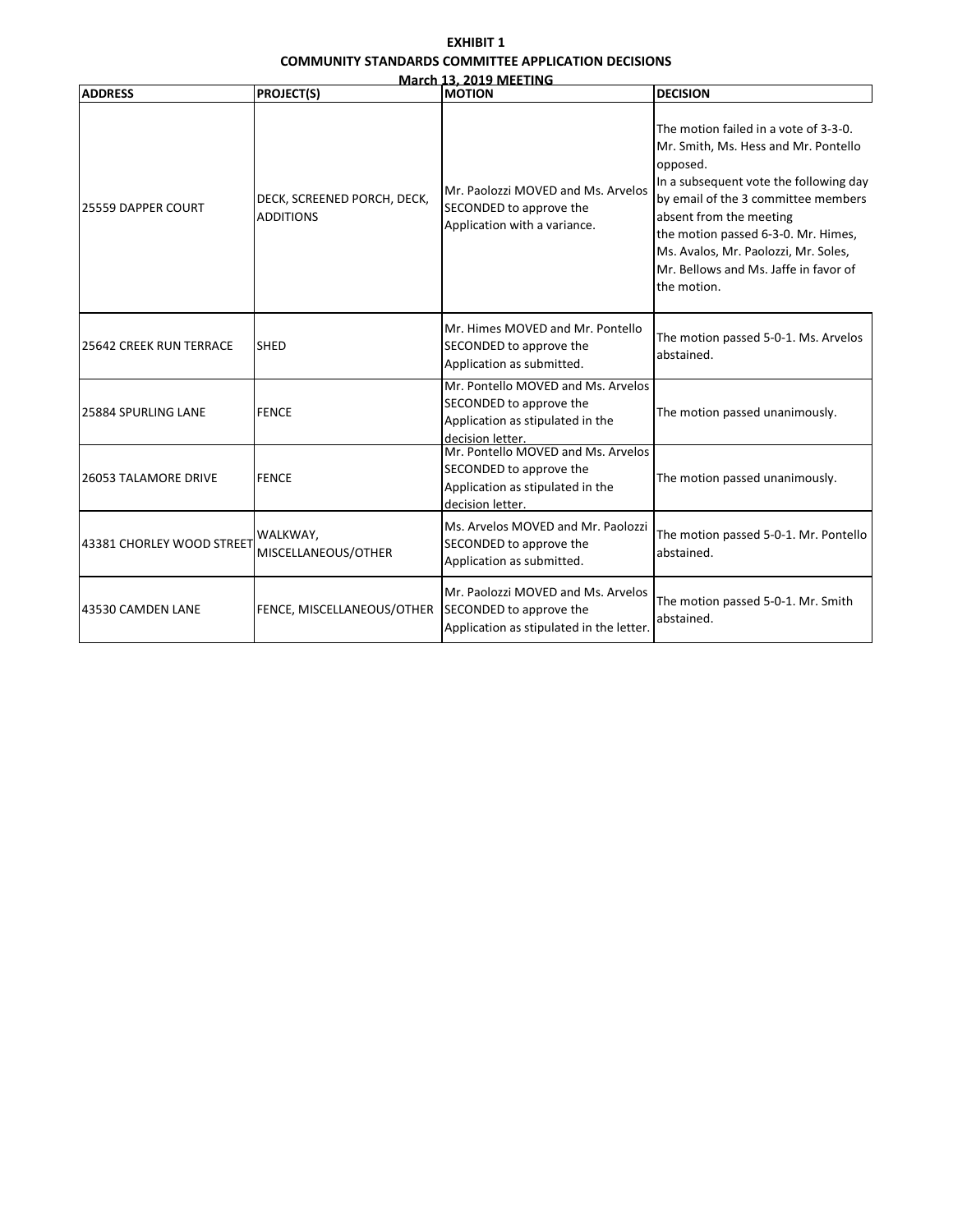**EXHIBIT 1**

**COMMUNITY STANDARDS COMMITTEE APPLICATION DECISIONS**

**March 13, 2019 MEETING**

| ADDRESS | PROJECT(S) | MOTION | DECISION |
|---|---|---|---|
| 25559 DAPPER COURT | DECK, SCREENED PORCH, DECK, ADDITIONS | Mr. Paolozzi MOVED and Ms. Arvelos SECONDED to approve the Application with a variance. | The motion failed in a vote of 3-3-0. Mr. Smith, Ms. Hess and Mr. Pontello opposed. In a subsequent vote the following day by email of the 3 committee members absent from the meeting the motion passed 6-3-0. Mr. Himes, Ms. Avalos, Mr. Paolozzi, Mr. Soles, Mr. Bellows and Ms. Jaffe in favor of the motion. |
| 25642 CREEK RUN TERRACE | SHED | Mr. Himes MOVED and Mr. Pontello SECONDED to approve the Application as submitted. | The motion passed 5-0-1. Ms. Arvelos abstained. |
| 25884 SPURLING LANE | FENCE | Mr. Pontello MOVED and Ms. Arvelos SECONDED to approve the Application as stipulated in the decision letter. | The motion passed unanimously. |
| 26053 TALAMORE DRIVE | FENCE | Mr. Pontello MOVED and Ms. Arvelos SECONDED to approve the Application as stipulated in the decision letter. | The motion passed unanimously. |
| 43381 CHORLEY WOOD STREET | WALKWAY, MISCELLANEOUS/OTHER | Ms. Arvelos MOVED and Mr. Paolozzi SECONDED to approve the Application as submitted. | The motion passed 5-0-1. Mr. Pontello abstained. |
| 43530 CAMDEN LANE | FENCE, MISCELLANEOUS/OTHER | Mr. Paolozzi MOVED and Ms. Arvelos SECONDED to approve the Application as stipulated in the letter. | The motion passed 5-0-1. Mr. Smith abstained. |